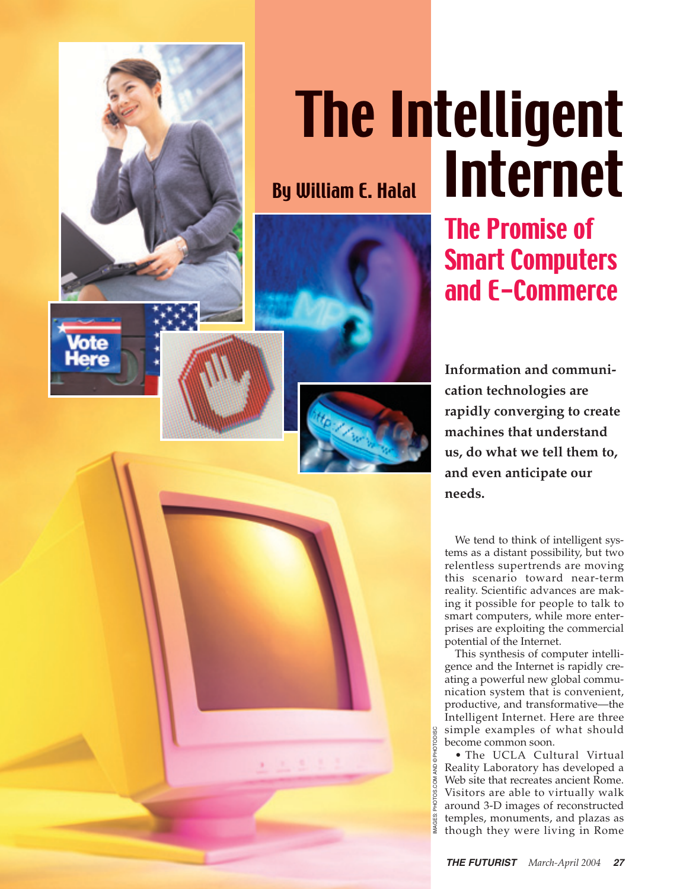# The Intelligent Internet

## The Promise of Smart Computers and E-Commerce

By William E. Halal

**Information and communication technologies are rapidly converging to create machines that understand us, do what we tell them to, and even anticipate our needs.**

We tend to think of intelligent systems as a distant possibility, but two relentless supertrends are moving this scenario toward near-term reality. Scientific advances are making it possible for people to talk to smart computers, while more enterprises are exploiting the commercial potential of the Internet.

This synthesis of computer intelligence and the Internet is rapidly creating a powerful new global communication system that is convenient, productive, and transformative—the Intelligent Internet. Here are three simple examples of what should become common soon.

• The UCLA Cultural Virtual Reality Laboratory has developed a Web site that recreates ancient Rome. Visitors are able to virtually walk around 3-D images of reconstructed temples, monuments, and plazas as though they were living in Rome

IMAGES: PHOTOS.COM AND © PHOTODISC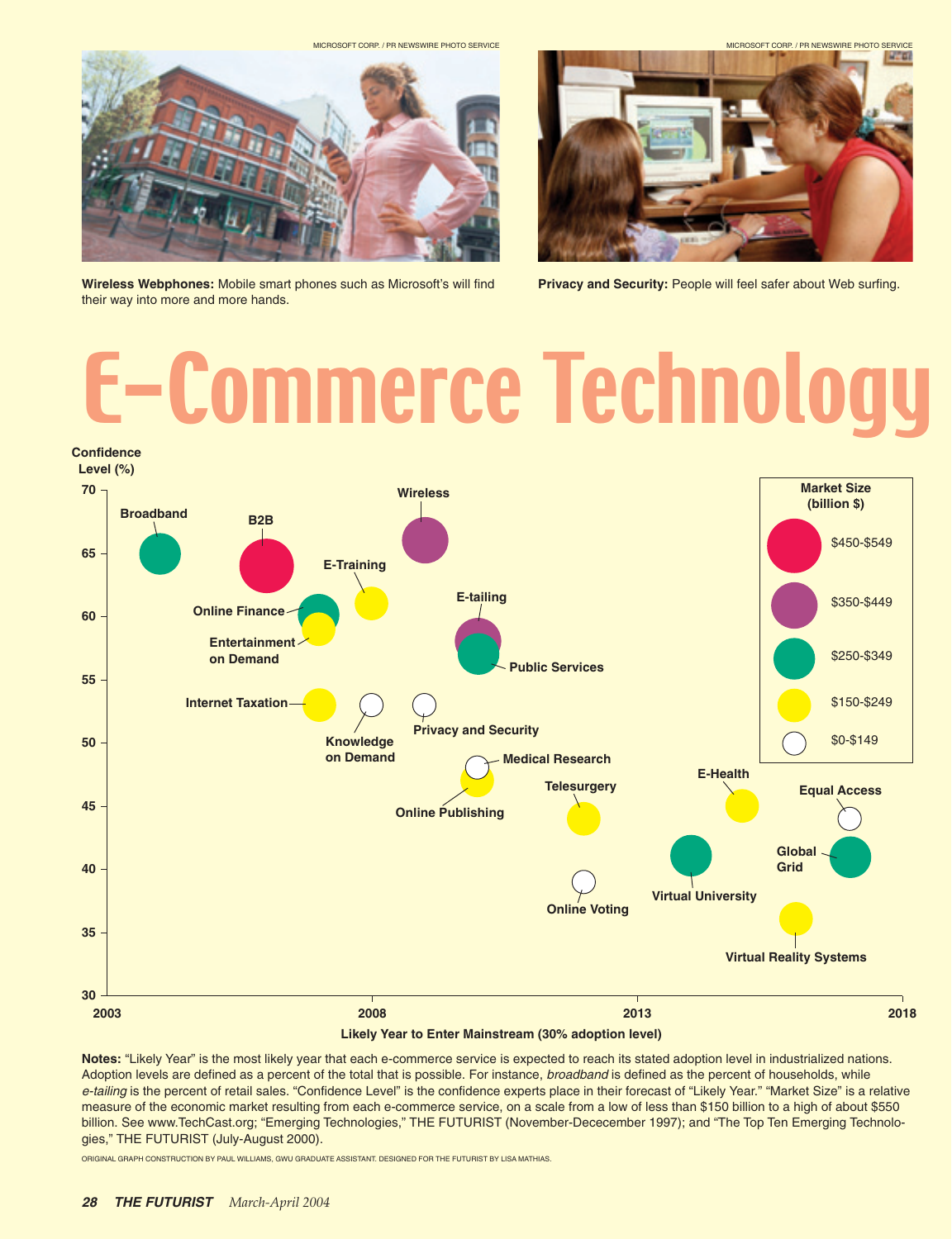**Wireless Webphones:** Mobile smart phones such as Microsoft's will find their way into more and more hands.

**Privacy and Security:** People will feel safer about Web surfing.

# E-Commerce Technology

**Notes:** "Likely Year" is the most likely year that each e-commerce service is expected to reach its stated adoption level in industrialized nations. Adoption levels are defined as a percent of the total that is possible. For instance, *broadband* is defined as the percent of households, while *e-tailing* is the percent of retail sales. "Confidence Level" is the confidence experts place in their forecast of "Likely Year." "Market Size" is a relative measure of the economic market resulting from each e-commerce service, on a scale from a low of less than $150 billion to a high of about $550 billion. See www.TechCast.org; "Emerging Technologies," THE FUTURIST (November-Dececember 1997); and "The Top Ten Emerging Technologies," THE FUTURIST (July-August 2000).

ORIGINAL GRAPH CONSTRUCTION BY PAUL WILLIAMS, GWU GRADUATE ASSISTANT. DESIGNED FOR THE FUTURIST BY LISA MATHIAS.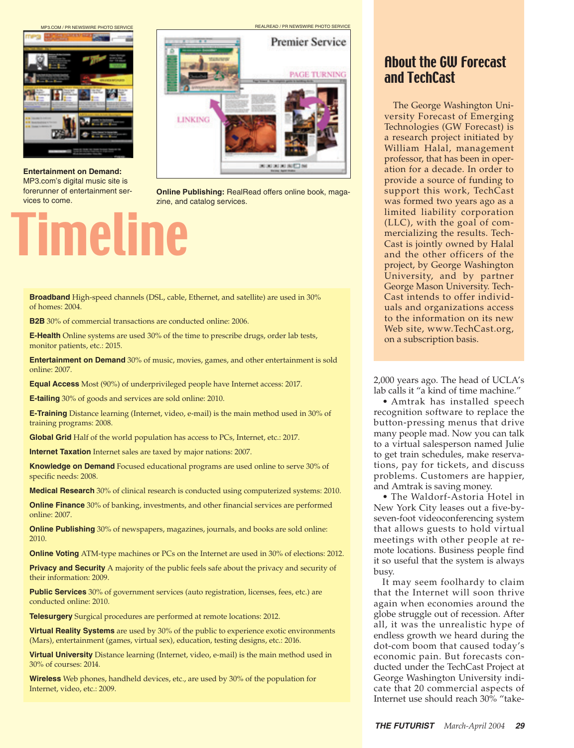MP3.COM / PR NEWSWIRE PHOTO SERVICE

**Entertainment on Demand:** MP3.com's digital music site is forerunner of entertainment services to come.

REALREAD / PR NEWSWIRE PHOTO SERVICE

**Online Publishing:** RealRead offers online book, magazine, and catalog services.

# Timeline

**Broadband** High-speed channels (DSL, cable, Ethernet, and satellite) are used in 30% of homes: 2004.

**B2B** 30% of commercial transactions are conducted online: 2006.

**E-Health** Online systems are used 30% of the time to prescribe drugs, order lab tests, monitor patients, etc.: 2015.

**Entertainment on Demand** 30% of music, movies, games, and other entertainment is sold online: 2007.

**Equal Access** Most (90%) of underprivileged people have Internet access: 2017.

**E-tailing** 30% of goods and services are sold online: 2010.

**E-Training** Distance learning (Internet, video, e-mail) is the main method used in 30% of training programs: 2008.

**Global Grid** Half of the world population has access to PCs, Internet, etc.: 2017.

**Internet Taxation** Internet sales are taxed by major nations: 2007.

**Knowledge on Demand** Focused educational programs are used online to serve 30% of specific needs: 2008.

**Medical Research** 30% of clinical research is conducted using computerized systems: 2010.

**Online Finance** 30% of banking, investments, and other financial services are performed online: 2007.

**Online Publishing** 30% of newspapers, magazines, journals, and books are sold online: 2010.

**Online Voting** ATM-type machines or PCs on the Internet are used in 30% of elections: 2012.

**Privacy and Security** A majority of the public feels safe about the privacy and security of their information: 2009.

**Public Services** 30% of government services (auto registration, licenses, fees, etc.) are conducted online: 2010.

**Telesurgery** Surgical procedures are performed at remote locations: 2012.

**Virtual Reality Systems** are used by 30% of the public to experience exotic environments (Mars), entertainment (games, virtual sex), education, testing designs, etc.: 2016.

**Virtual University** Distance learning (Internet, video, e-mail) is the main method used in 30% of courses: 2014.

**Wireless** Web phones, handheld devices, etc., are used by 30% of the population for Internet, video, etc.: 2009.

## About the GW Forecast and TechCast

The George Washington University Forecast of Emerging Technologies (GW Forecast) is a research project initiated by William Halal, management professor, that has been in operation for a decade. In order to provide a source of funding to support this work, TechCast was formed two years ago as a limited liability corporation (LLC), with the goal of commercializing the results. TechCast is jointly owned by Halal and the other officers of the project, by George Washington University, and by partner George Mason University. TechCast intends to offer individuals and organizations access to the information on its new Web site, www.TechCast.org, on a subscription basis.

2,000 years ago. The head of UCLA's lab calls it "a kind of time machine."

• Amtrak has installed speech recognition software to replace the button-pressing menus that drive many people mad. Now you can talk to a virtual salesperson named Julie to get train schedules, make reservations, pay for tickets, and discuss problems. Customers are happier, and Amtrak is saving money.

• The Waldorf-Astoria Hotel in New York City leases out a five-by-seven-foot videoconferencing system that allows guests to hold virtual meetings with other people at remote locations. Business people find it so useful that the system is always busy.

It may seem foolhardy to claim that the Internet will soon thrive again when economies around the globe struggle out of recession. After all, it was the unrealistic hype of endless growth we heard during the dot-com boom that caused today's economic pain. But forecasts conducted under the TechCast Project at George Washington University indicate that 20 commercial aspects of Internet use should reach 30% "take-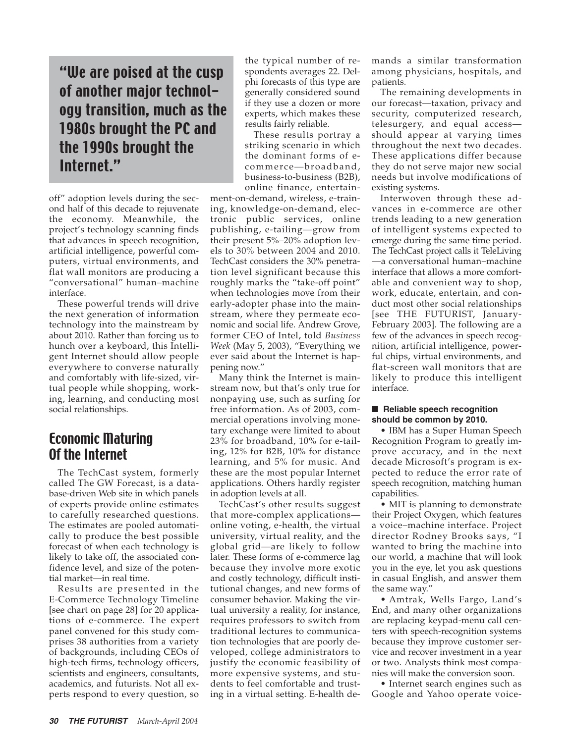> **"We are poised at the cusp of another major technology transition, much as the 1980s brought the PC and the 1990s brought the Internet."**

off" adoption levels during the second half of this decade to rejuvenate the economy. Meanwhile, the project's technology scanning finds that advances in speech recognition, artificial intelligence, powerful computers, virtual environments, and flat wall monitors are producing a "conversational" human–machine interface.

These powerful trends will drive the next generation of information technology into the mainstream by about 2010. Rather than forcing us to hunch over a keyboard, this Intelligent Internet should allow people everywhere to converse naturally and comfortably with life-sized, virtual people while shopping, working, learning, and conducting most social relationships.

## Economic Maturing Of the Internet

The TechCast system, formerly called The GW Forecast, is a database-driven Web site in which panels of experts provide online estimates to carefully researched questions. The estimates are pooled automatically to produce the best possible forecast of when each technology is likely to take off, the associated confidence level, and size of the potential market—in real time.

Results are presented in the E-Commerce Technology Timeline [see chart on page 28] for 20 applications of e-commerce. The expert panel convened for this study comprises 38 authorities from a variety of backgrounds, including CEOs of high-tech firms, technology officers, scientists and engineers, consultants, academics, and futurists. Not all experts respond to every question, so the typical number of respondents averages 22. Delphi forecasts of this type are generally considered sound if they use a dozen or more experts, which makes these results fairly reliable.

These results portray a striking scenario in which the dominant forms of e-commerce—broadband, business-to-business (B2B), online finance, entertainment-on-demand, wireless, e-training, knowledge-on-demand, electronic public services, online publishing, e-tailing—grow from their present 5%–20% adoption levels to 30% between 2004 and 2010. TechCast considers the 30% penetration level significant because this roughly marks the "take-off point" when technologies move from their early-adopter phase into the mainstream, where they permeate economic and social life. Andrew Grove, former CEO of Intel, told *Business Week* (May 5, 2003), "Everything we ever said about the Internet is happening now."

Many think the Internet is mainstream now, but that's only true for nonpaying use, such as surfing for free information. As of 2003, commercial operations involving monetary exchange were limited to about 23% for broadband, 10% for e-tailing, 12% for B2B, 10% for distance learning, and 5% for music. And these are the most popular Internet applications. Others hardly register in adoption levels at all.

TechCast's other results suggest that more-complex applications—online voting, e-health, the virtual university, virtual reality, and the global grid—are likely to follow later. These forms of e-commerce lag because they involve more exotic and costly technology, difficult institutional changes, and new forms of consumer behavior. Making the virtual university a reality, for instance, requires professors to switch from traditional lectures to communication technologies that are poorly developed, college administrators to justify the economic feasibility of more expensive systems, and students to feel comfortable and trusting in a virtual setting. E-health demands a similar transformation among physicians, hospitals, and patients.

The remaining developments in our forecast—taxation, privacy and security, computerized research, telesurgery, and equal access—should appear at varying times throughout the next two decades. These applications differ because they do not serve major new social needs but involve modifications of existing systems.

Interwoven through these advances in e-commerce are other trends leading to a new generation of intelligent systems expected to emerge during the same time period. The TechCast project calls it TeleLiving—a conversational human–machine interface that allows a more comfortable and convenient way to shop, work, educate, entertain, and conduct most other social relationships [see THE FUTURIST, January-February 2003]. The following are a few of the advances in speech recognition, artificial intelligence, powerful chips, virtual environments, and flat-screen wall monitors that are likely to produce this intelligent interface.

#### ■ Reliable speech recognition should be common by 2010.

- IBM has a Super Human Speech Recognition Program to greatly improve accuracy, and in the next decade Microsoft's program is expected to reduce the error rate of speech recognition, matching human capabilities.
- MIT is planning to demonstrate their Project Oxygen, which features a voice–machine interface. Project director Rodney Brooks says, "I wanted to bring the machine into our world, a machine that will look you in the eye, let you ask questions in casual English, and answer them the same way."
- Amtrak, Wells Fargo, Land's End, and many other organizations are replacing keypad-menu call centers with speech-recognition systems because they improve customer service and recover investment in a year or two. Analysts think most companies will make the conversion soon.
- Internet search engines such as Google and Yahoo operate voice-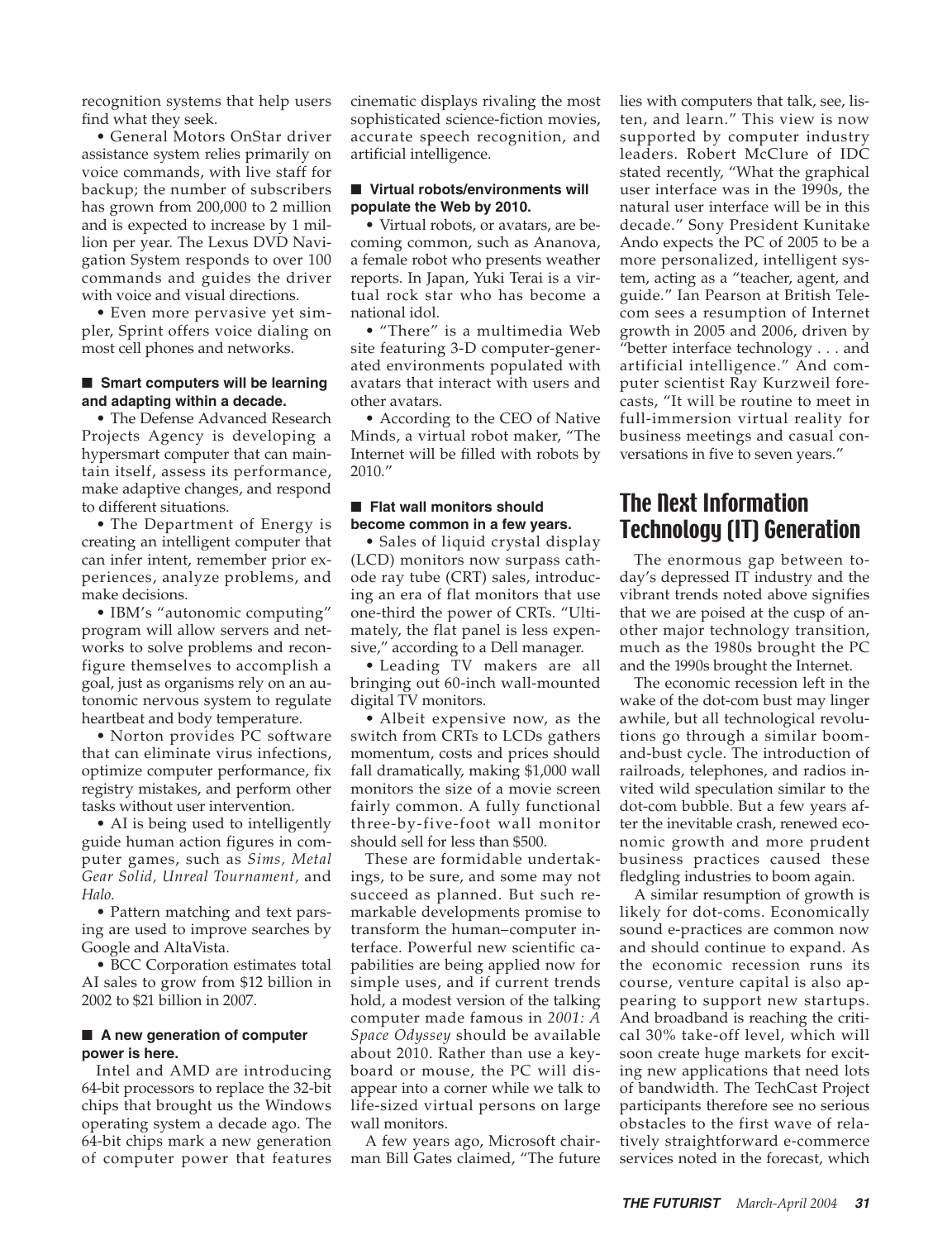recognition systems that help users find what they seek.

- General Motors OnStar driver assistance system relies primarily on voice commands, with live staff for backup; the number of subscribers has grown from 200,000 to 2 million and is expected to increase by 1 million per year. The Lexus DVD Navigation System responds to over 100 commands and guides the driver with voice and visual directions.
- Even more pervasive yet simpler, Sprint offers voice dialing on most cell phones and networks.

### ■ Smart computers will be learning and adapting within a decade.

- The Defense Advanced Research Projects Agency is developing a hypersmart computer that can maintain itself, assess its performance, make adaptive changes, and respond to different situations.
- The Department of Energy is creating an intelligent computer that can infer intent, remember prior experiences, analyze problems, and make decisions.
- IBM's "autonomic computing" program will allow servers and networks to solve problems and reconfigure themselves to accomplish a goal, just as organisms rely on an autonomic nervous system to regulate heartbeat and body temperature.
- Norton provides PC software that can eliminate virus infections, optimize computer performance, fix registry mistakes, and perform other tasks without user intervention.
- AI is being used to intelligently guide human action figures in computer games, such as *Sims, Metal Gear Solid, Unreal Tournament,* and *Halo.*
- Pattern matching and text parsing are used to improve searches by Google and AltaVista.
- BCC Corporation estimates total AI sales to grow from $12 billion in 2002 to $21 billion in 2007.

### ■ A new generation of computer power is here.

Intel and AMD are introducing 64-bit processors to replace the 32-bit chips that brought us the Windows operating system a decade ago. The 64-bit chips mark a new generation of computer power that features cinematic displays rivaling the most sophisticated science-fiction movies, accurate speech recognition, and artificial intelligence.

### ■ Virtual robots/environments will populate the Web by 2010.

- Virtual robots, or avatars, are becoming common, such as Ananova, a female robot who presents weather reports. In Japan, Yuki Terai is a virtual rock star who has become a national idol.
- "There" is a multimedia Web site featuring 3-D computer-generated environments populated with avatars that interact with users and other avatars.
- According to the CEO of Native Minds, a virtual robot maker, "The Internet will be filled with robots by 2010."

### ■ Flat wall monitors should become common in a few years.

- Sales of liquid crystal display (LCD) monitors now surpass cathode ray tube (CRT) sales, introducing an era of flat monitors that use one-third the power of CRTs. "Ultimately, the flat panel is less expensive," according to a Dell manager.
- Leading TV makers are all bringing out 60-inch wall-mounted digital TV monitors.
- Albeit expensive now, as the switch from CRTs to LCDs gathers momentum, costs and prices should fall dramatically, making $1,000 wall monitors the size of a movie screen fairly common. A fully functional three-by-five-foot wall monitor should sell for less than $500.

These are formidable undertakings, to be sure, and some may not succeed as planned. But such remarkable developments promise to transform the human–computer interface. Powerful new scientific capabilities are being applied now for simple uses, and if current trends hold, a modest version of the talking computer made famous in *2001: A Space Odyssey* should be available about 2010. Rather than use a keyboard or mouse, the PC will disappear into a corner while we talk to life-sized virtual persons on large wall monitors.

A few years ago, Microsoft chairman Bill Gates claimed, "The future lies with computers that talk, see, listen, and learn." This view is now supported by computer industry leaders. Robert McClure of IDC stated recently, "What the graphical user interface was in the 1990s, the natural user interface will be in this decade." Sony President Kunitake Ando expects the PC of 2005 to be a more personalized, intelligent system, acting as a "teacher, agent, and guide." Ian Pearson at British Telecom sees a resumption of Internet growth in 2005 and 2006, driven by "better interface technology . . . and artificial intelligence." And computer scientist Ray Kurzweil forecasts, "It will be routine to meet in full-immersion virtual reality for business meetings and casual conversations in five to seven years."

## The Next Information Technology (IT) Generation

The enormous gap between today's depressed IT industry and the vibrant trends noted above signifies that we are poised at the cusp of another major technology transition, much as the 1980s brought the PC and the 1990s brought the Internet.

The economic recession left in the wake of the dot-com bust may linger awhile, but all technological revolutions go through a similar boom-and-bust cycle. The introduction of railroads, telephones, and radios invited wild speculation similar to the dot-com bubble. But a few years after the inevitable crash, renewed economic growth and more prudent business practices caused these fledgling industries to boom again.

A similar resumption of growth is likely for dot-coms. Economically sound e-practices are common now and should continue to expand. As the economic recession runs its course, venture capital is also appearing to support new startups. And broadband is reaching the critical 30% take-off level, which will soon create huge markets for exciting new applications that need lots of bandwidth. The TechCast Project participants therefore see no serious obstacles to the first wave of relatively straightforward e-commerce services noted in the forecast, which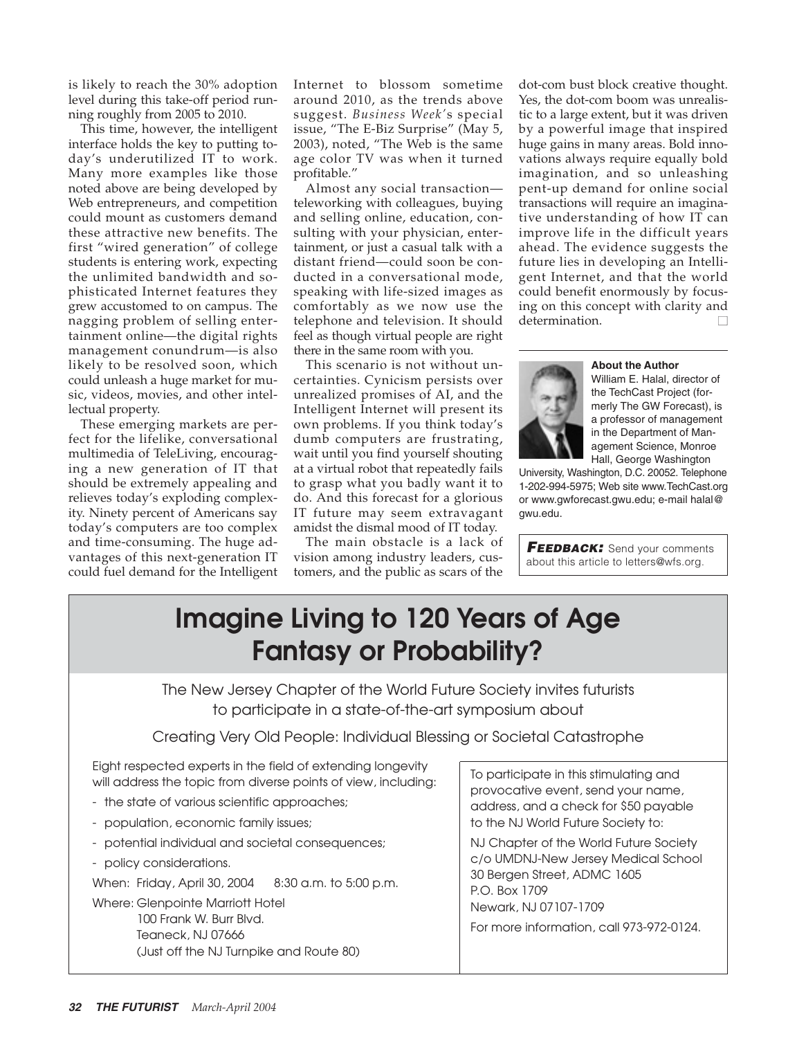is likely to reach the 30% adoption level during this take-off period running roughly from 2005 to 2010.

This time, however, the intelligent interface holds the key to putting today's underutilized IT to work. Many more examples like those noted above are being developed by Web entrepreneurs, and competition could mount as customers demand these attractive new benefits. The first "wired generation" of college students is entering work, expecting the unlimited bandwidth and sophisticated Internet features they grew accustomed to on campus. The nagging problem of selling entertainment online—the digital rights management conundrum—is also likely to be resolved soon, which could unleash a huge market for music, videos, movies, and other intellectual property.

These emerging markets are perfect for the lifelike, conversational multimedia of TeleLiving, encouraging a new generation of IT that should be extremely appealing and relieves today's exploding complexity. Ninety percent of Americans say today's computers are too complex and time-consuming. The huge advantages of this next-generation IT could fuel demand for the Intelligent Internet to blossom sometime around 2010, as the trends above suggest. *Business Week*'s special issue, "The E-Biz Surprise" (May 5, 2003), noted, "The Web is the same age color TV was when it turned profitable."

Almost any social transaction—teleworking with colleagues, buying and selling online, education, consulting with your physician, entertainment, or just a casual talk with a distant friend—could soon be conducted in a conversational mode, speaking with life-sized images as comfortably as we now use the telephone and television. It should feel as though virtual people are right there in the same room with you.

This scenario is not without uncertainties. Cynicism persists over unrealized promises of AI, and the Intelligent Internet will present its own problems. If you think today's dumb computers are frustrating, wait until you find yourself shouting at a virtual robot that repeatedly fails to grasp what you badly want it to do. And this forecast for a glorious IT future may seem extravagant amidst the dismal mood of IT today.

The main obstacle is a lack of vision among industry leaders, customers, and the public as scars of the dot-com bust block creative thought. Yes, the dot-com boom was unrealistic to a large extent, but it was driven by a powerful image that inspired huge gains in many areas. Bold innovations always require equally bold imagination, and so unleashing pent-up demand for online social transactions will require an imaginative understanding of how IT can improve life in the difficult years ahead. The evidence suggests the future lies in developing an Intelligent Internet, and that the world could benefit enormously by focusing on this concept with clarity and determination. □

**About the Author**

William E. Halal, director of the TechCast Project (formerly The GW Forecast), is a professor of management in the Department of Management Science, Monroe Hall, George Washington University, Washington, D.C. 20052. Telephone 1-202-994-5975; Web site www.TechCast.org or www.gwforecast.gwu.edu; e-mail halal@gwu.edu.

***FEEDBACK:*** Send your comments about this article to letters@wfs.org.

## Imagine Living to 120 Years of Age
## Fantasy or Probability?

The New Jersey Chapter of the World Future Society invites futurists to participate in a state-of-the-art symposium about

Creating Very Old People: Individual Blessing or Societal Catastrophe

Eight respected experts in the field of extending longevity will address the topic from diverse points of view, including:

- the state of various scientific approaches;
- population, economic family issues;
- potential individual and societal consequences;
- policy considerations.

When: Friday, April 30, 2004 8:30 a.m. to 5:00 p.m.

Where: Glenpointe Marriott Hotel
100 Frank W. Burr Blvd.
Teaneck, NJ 07666
(Just off the NJ Turnpike and Route 80)

To participate in this stimulating and provocative event, send your name, address, and a check for $50 payable to the NJ World Future Society to:

NJ Chapter of the World Future Society
c/o UMDNJ-New Jersey Medical School
30 Bergen Street, ADMC 1605
P.O. Box 1709
Newark, NJ 07107-1709

For more information, call 973-972-0124.